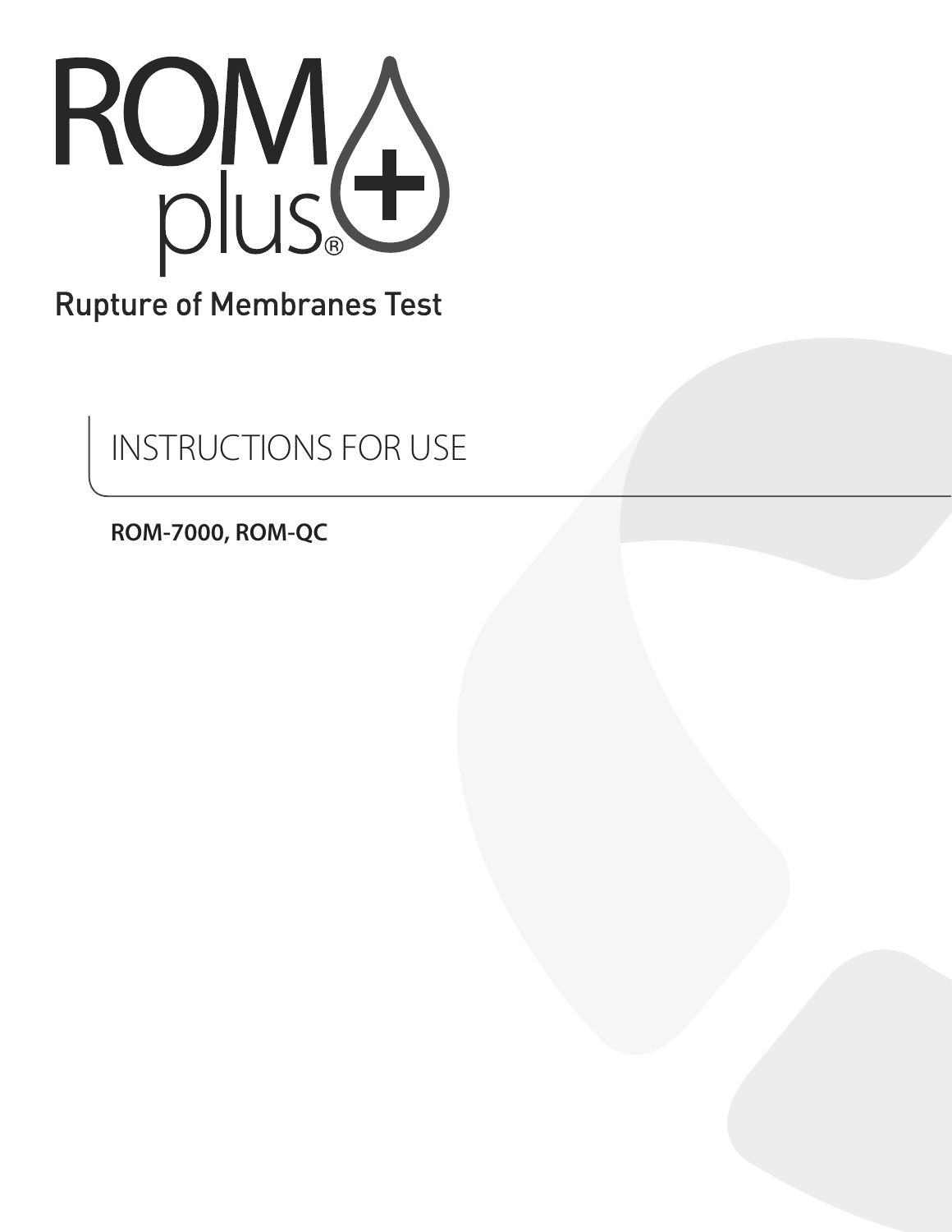# ROM plus®

## Rupture of Membranes Test

## INSTRUCTIONS FOR USE

**ROM-7000, ROM-QC**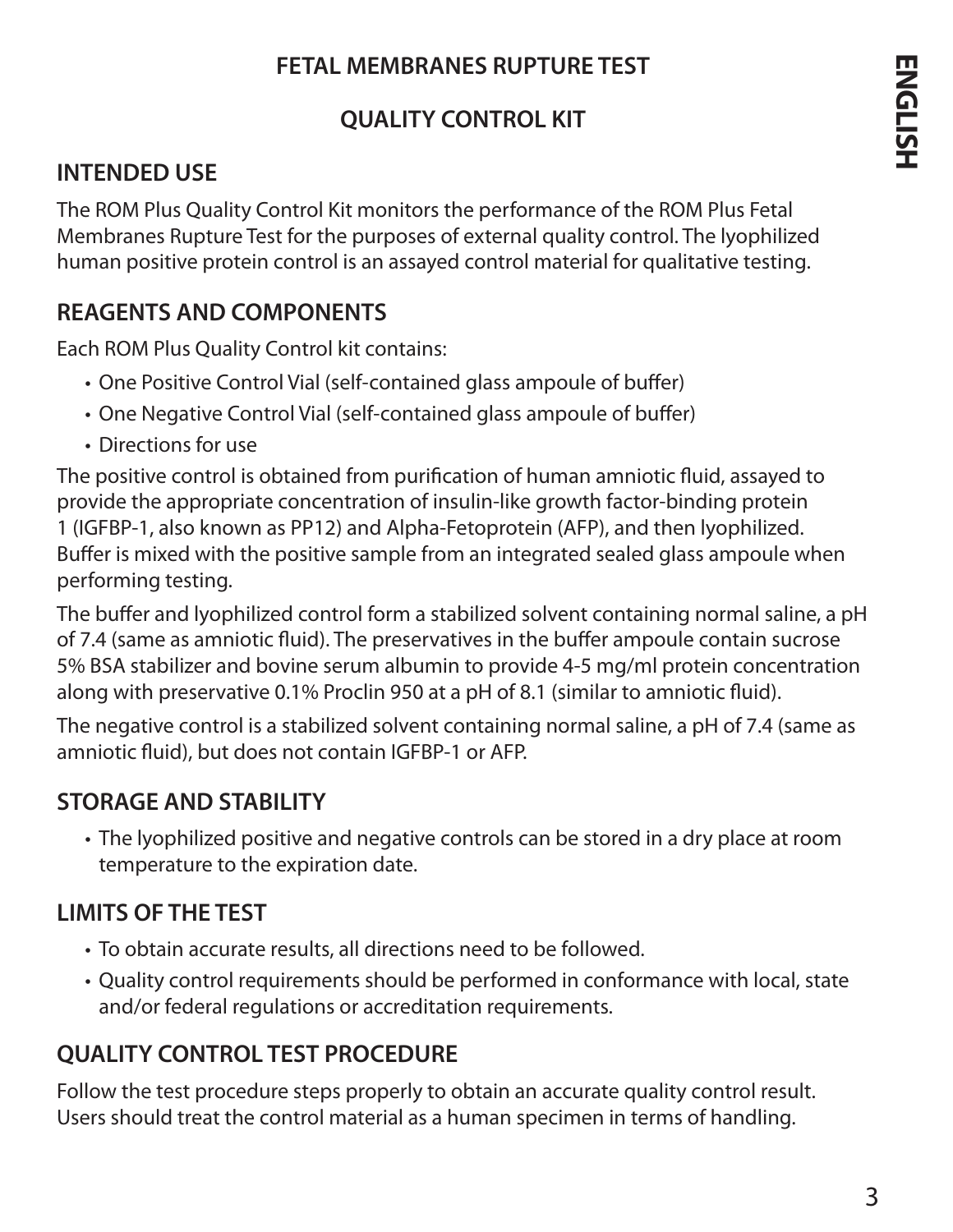# FETAL MEMBRANES RUPTURE TEST

# QUALITY CONTROL KIT

## INTENDED USE

The ROM Plus Quality Control Kit monitors the performance of the ROM Plus Fetal Membranes Rupture Test for the purposes of external quality control. The lyophilized human positive protein control is an assayed control material for qualitative testing.

## REAGENTS AND COMPONENTS

Each ROM Plus Quality Control kit contains:

- One Positive Control Vial (self-contained glass ampoule of buffer)
- One Negative Control Vial (self-contained glass ampoule of buffer)
- Directions for use

The positive control is obtained from purification of human amniotic fluid, assayed to provide the appropriate concentration of insulin-like growth factor-binding protein 1 (IGFBP-1, also known as PP12) and Alpha-Fetoprotein (AFP), and then lyophilized. Buffer is mixed with the positive sample from an integrated sealed glass ampoule when performing testing.

The buffer and lyophilized control form a stabilized solvent containing normal saline, a pH of 7.4 (same as amniotic fluid). The preservatives in the buffer ampoule contain sucrose 5% BSA stabilizer and bovine serum albumin to provide 4-5 mg/ml protein concentration along with preservative 0.1% Proclin 950 at a pH of 8.1 (similar to amniotic fluid).

The negative control is a stabilized solvent containing normal saline, a pH of 7.4 (same as amniotic fluid), but does not contain IGFBP-1 or AFP.

## STORAGE AND STABILITY

- The lyophilized positive and negative controls can be stored in a dry place at room temperature to the expiration date.

## LIMITS OF THE TEST

- To obtain accurate results, all directions need to be followed.
- Quality control requirements should be performed in conformance with local, state and/or federal regulations or accreditation requirements.

## QUALITY CONTROL TEST PROCEDURE

Follow the test procedure steps properly to obtain an accurate quality control result. Users should treat the control material as a human specimen in terms of handling.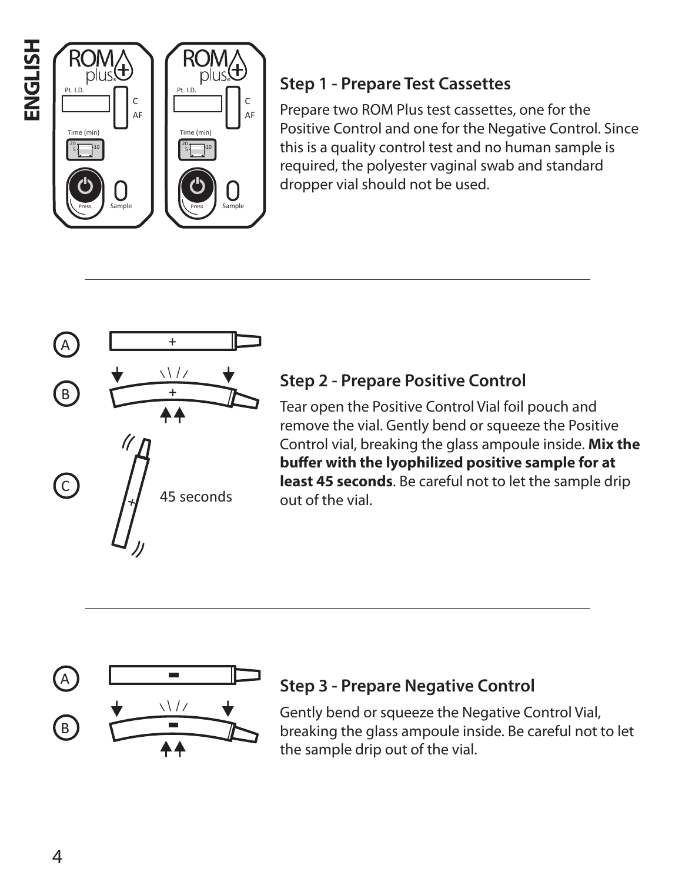## Step 1 - Prepare Test Cassettes

Prepare two ROM Plus test cassettes, one for the Positive Control and one for the Negative Control. Since this is a quality control test and no human sample is required, the polyester vaginal swab and standard dropper vial should not be used.

## Step 2 - Prepare Positive Control

Tear open the Positive Control Vial foil pouch and remove the vial. Gently bend or squeeze the Positive Control vial, breaking the glass ampoule inside. **Mix the buffer with the lyophilized positive sample for at least 45 seconds**. Be careful not to let the sample drip out of the vial.

## Step 3 - Prepare Negative Control

Gently bend or squeeze the Negative Control Vial, breaking the glass ampoule inside. Be careful not to let the sample drip out of the vial.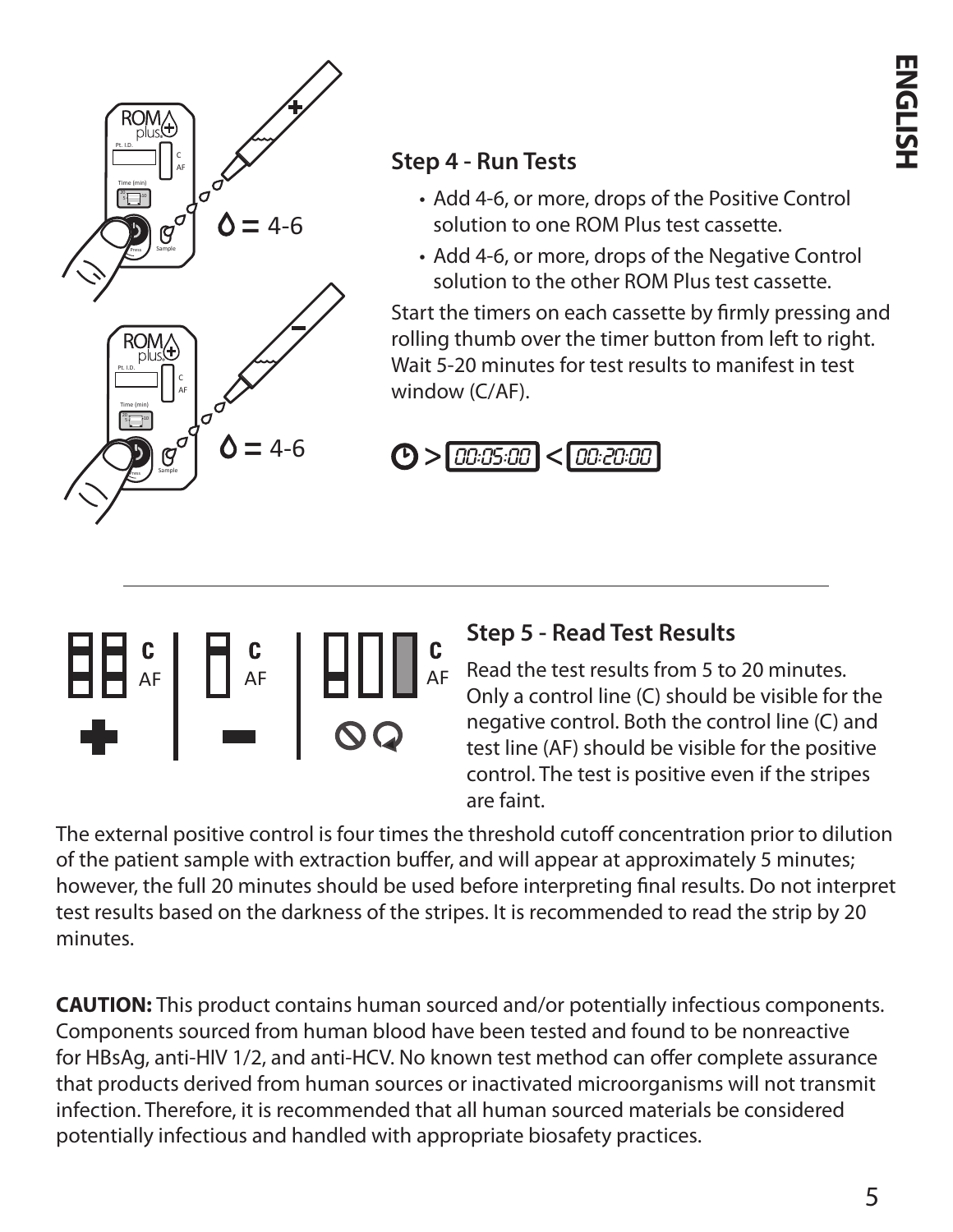## Step 4 - Run Tests

- Add 4-6, or more, drops of the Positive Control solution to one ROM Plus test cassette.
- Add 4-6, or more, drops of the Negative Control solution to the other ROM Plus test cassette.

Start the timers on each cassette by firmly pressing and rolling thumb over the timer button from left to right. Wait 5-20 minutes for test results to manifest in test window (C/AF).

> 00:05:00 < 00:20:00

## Step 5 - Read Test Results

Read the test results from 5 to 20 minutes. Only a control line (C) should be visible for the negative control. Both the control line (C) and test line (AF) should be visible for the positive control. The test is positive even if the stripes are faint.

The external positive control is four times the threshold cutoff concentration prior to dilution of the patient sample with extraction buffer, and will appear at approximately 5 minutes; however, the full 20 minutes should be used before interpreting final results. Do not interpret test results based on the darkness of the stripes. It is recommended to read the strip by 20 minutes.

**CAUTION:** This product contains human sourced and/or potentially infectious components. Components sourced from human blood have been tested and found to be nonreactive for HBsAg, anti-HIV 1/2, and anti-HCV. No known test method can offer complete assurance that products derived from human sources or inactivated microorganisms will not transmit infection. Therefore, it is recommended that all human sourced materials be considered potentially infectious and handled with appropriate biosafety practices.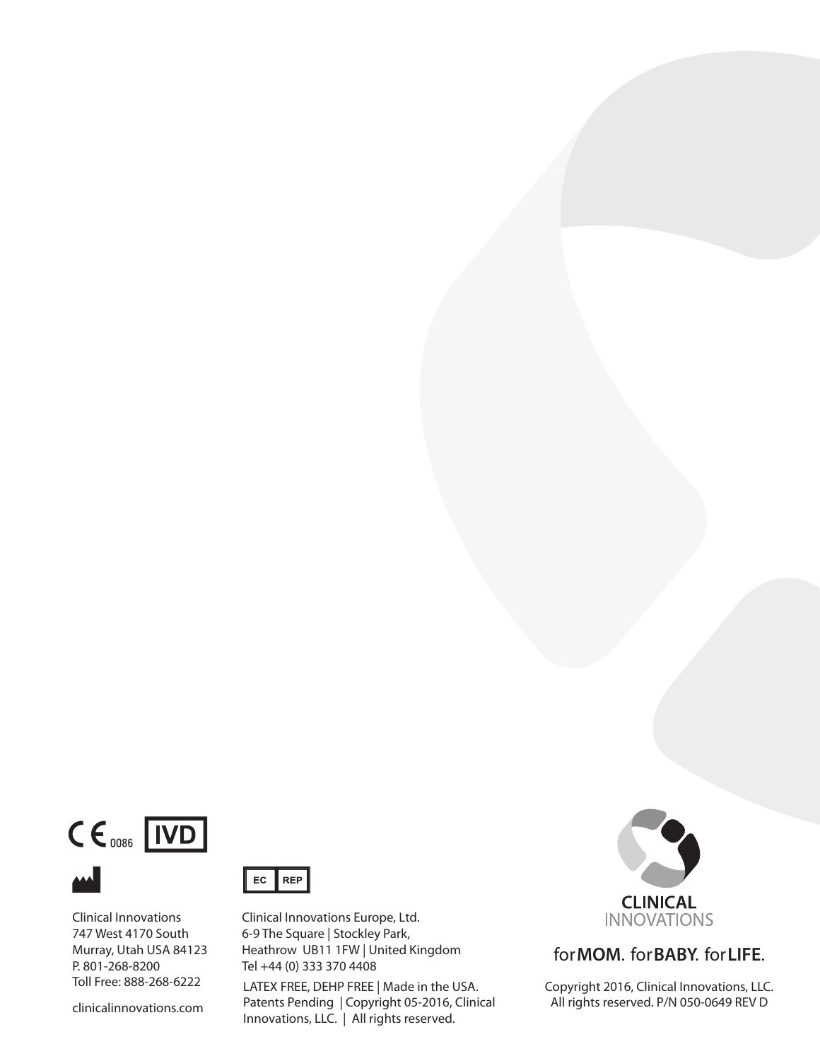CE 0086 IVD

Clinical Innovations
747 West 4170 South
Murray, Utah USA 84123
P. 801-268-8200
Toll Free: 888-268-6222

clinicalinnovations.com

EC REP

Clinical Innovations Europe, Ltd.
6-9 The Square | Stockley Park,
Heathrow UB11 1FW | United Kingdom
Tel +44 (0) 333 370 4408

LATEX FREE, DEHP FREE | Made in the USA.
Patents Pending | Copyright 05-2016, Clinical Innovations, LLC. | All rights reserved.

CLINICAL
INNOVATIONS

for **MOM**. for **BABY**. for **LIFE**.

Copyright 2016, Clinical Innovations, LLC.
All rights reserved. P/N 050-0649 REV D